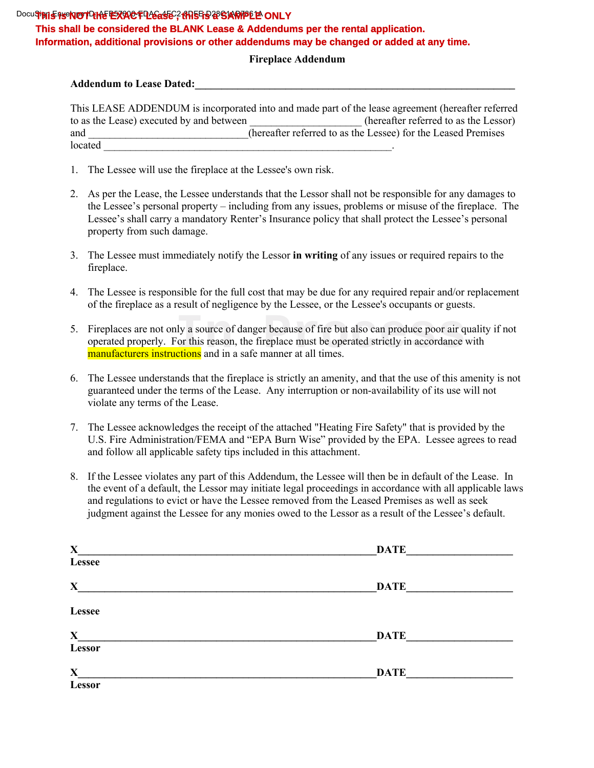**This is NOT the EXACT Lease, this is a SAMPLE ONLY**
**This shall be considered the BLANK Lease & Addendums per the rental application.**
**Information, additional provisions or other addendums may be changed or added at any time.**

# Fireplace Addendum

**Addendum to Lease Dated:**_______________________________________________________________

This LEASE ADDENDUM is incorporated into and made part of the lease agreement (hereafter referred to as the Lease) executed by and between ____________________ (hereafter referred to as the Lessor) and ______________________________(hereafter referred to as the Lessee) for the Leased Premises located _______________________________________________________.

1. The Lessee will use the fireplace at the Lessee's own risk.

2. As per the Lease, the Lessee understands that the Lessor shall not be responsible for any damages to the Lessee's personal property – including from any issues, problems or misuse of the fireplace. The Lessee's shall carry a mandatory Renter's Insurance policy that shall protect the Lessee's personal property from such damage.

3. The Lessee must immediately notify the Lessor **in writing** of any issues or required repairs to the fireplace.

4. The Lessee is responsible for the full cost that may be due for any required repair and/or replacement of the fireplace as a result of negligence by the Lessee, or the Lessee's occupants or guests.

5. Fireplaces are not only a source of danger because of fire but also can produce poor air quality if not operated properly. For this reason, the fireplace must be operated strictly in accordance with manufacturers instructions and in a safe manner at all times.

6. The Lessee understands that the fireplace is strictly an amenity, and that the use of this amenity is not guaranteed under the terms of the Lease. Any interruption or non-availability of its use will not violate any terms of the Lease.

7. The Lessee acknowledges the receipt of the attached "Heating Fire Safety" that is provided by the U.S. Fire Administration/FEMA and "EPA Burn Wise" provided by the EPA. Lessee agrees to read and follow all applicable safety tips included in this attachment.

8. If the Lessee violates any part of this Addendum, the Lessee will then be in default of the Lease. In the event of a default, the Lessor may initiate legal proceedings in accordance with all applicable laws and regulations to evict or have the Lessee removed from the Leased Premises as well as seek judgment against the Lessee for any monies owed to the Lessor as a result of the Lessee's default.

**X**_______________________________________________________**DATE**____________________
**Lessee**

**X**_______________________________________________________**DATE**____________________
**Lessee**

**X**_______________________________________________________**DATE**____________________
**Lessor**

**X**_______________________________________________________**DATE**____________________
**Lessor**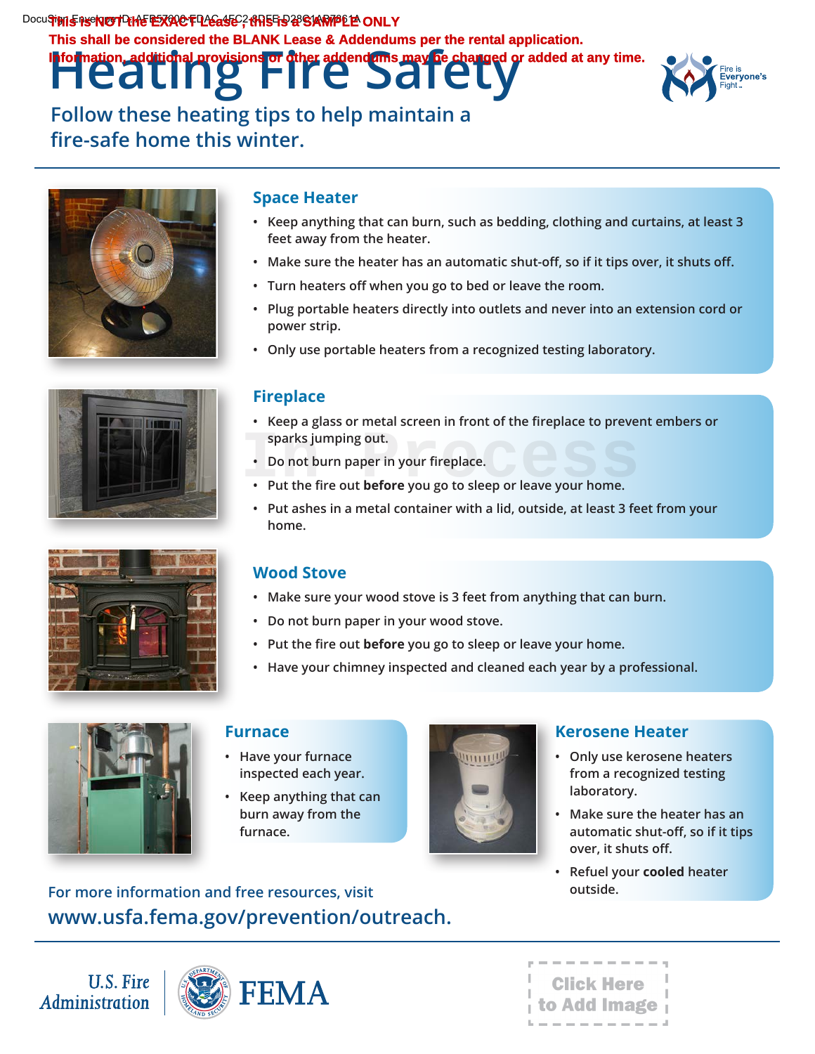This is NOT the EXACT Lease, this is a SAMPLE ONLY
This shall be considered the BLANK Lease & Addendums per the rental application.
Information, additional provisions or other addendums may be changed or added at any time.

# Heating Fire Safety

Fire is Everyone's Fight

## Follow these heating tips to help maintain a fire-safe home this winter.

### Space Heater

- Keep anything that can burn, such as bedding, clothing and curtains, at least 3 feet away from the heater.
- Make sure the heater has an automatic shut-off, so if it tips over, it shuts off.
- Turn heaters off when you go to bed or leave the room.
- Plug portable heaters directly into outlets and never into an extension cord or power strip.
- Only use portable heaters from a recognized testing laboratory.

### Fireplace

- Keep a glass or metal screen in front of the fireplace to prevent embers or sparks jumping out.
- Do not burn paper in your fireplace.
- Put the fire out **before** you go to sleep or leave your home.
- Put ashes in a metal container with a lid, outside, at least 3 feet from your home.

In Process

### Wood Stove

- Make sure your wood stove is 3 feet from anything that can burn.
- Do not burn paper in your wood stove.
- Put the fire out **before** you go to sleep or leave your home.
- Have your chimney inspected and cleaned each year by a professional.

### Furnace

- Have your furnace inspected each year.
- Keep anything that can burn away from the furnace.

### Kerosene Heater

- Only use kerosene heaters from a recognized testing laboratory.
- Make sure the heater has an automatic shut-off, so if it tips over, it shuts off.
- Refuel your **cooled** heater outside.

For more information and free resources, visit
**www.usfa.fema.gov/prevention/outreach.**

U.S. Fire Administration | FEMA

Click Here to Add Image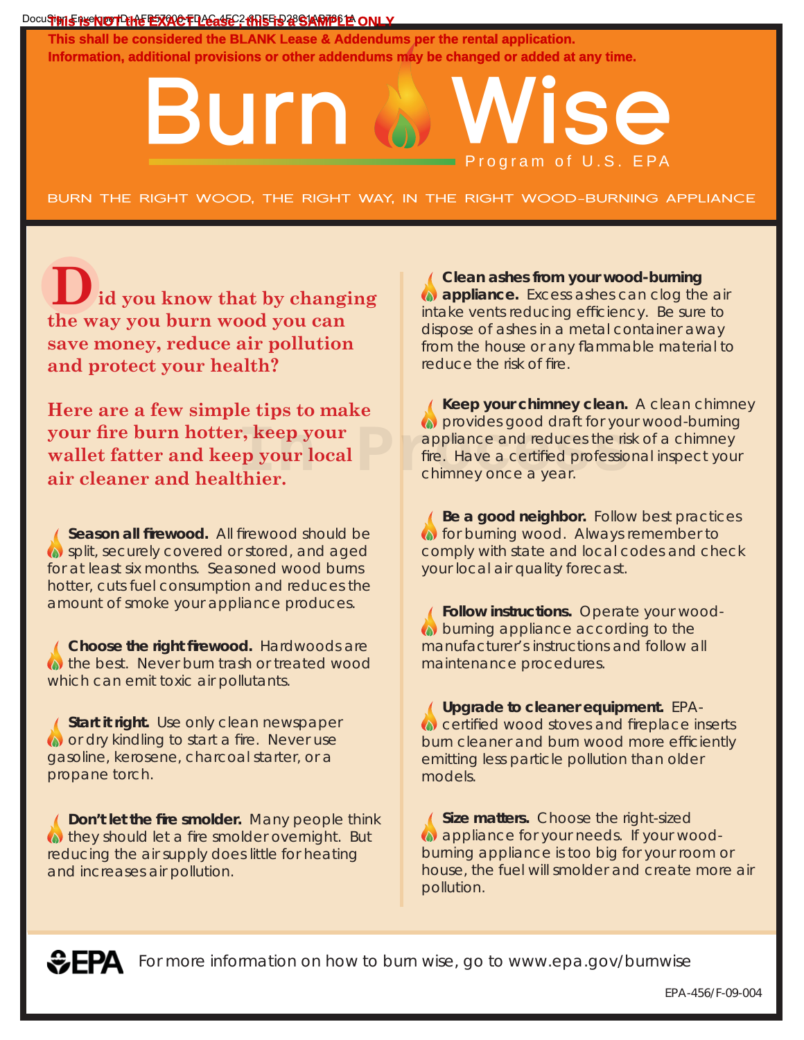This is NOT the EXACT Lease ; this is a SAMPLE ONLY

**This shall be considered the BLANK Lease & Addendums per the rental application. Information, additional provisions or other addendums may be changed or added at any time.**

# Burn Wise

Program of U.S. EPA

BURN THE RIGHT WOOD, THE RIGHT WAY, IN THE RIGHT WOOD-BURNING APPLIANCE

**Did you know that by changing the way you burn wood you can save money, reduce air pollution and protect your health?**

**Here are a few simple tips to make your fire burn hotter, keep your wallet fatter and keep your local air cleaner and healthier.**

**Season all firewood.** All firewood should be split, securely covered or stored, and aged for at least six months. Seasoned wood burns hotter, cuts fuel consumption and reduces the amount of smoke your appliance produces.

**Choose the right firewood.** Hardwoods are the best. Never burn trash or treated wood which can emit toxic air pollutants.

**Start it right.** Use only clean newspaper or dry kindling to start a fire. Never use gasoline, kerosene, charcoal starter, or a propane torch.

**Don't let the fire smolder.** Many people think they should let a fire smolder overnight. But reducing the air supply does little for heating and increases air pollution.

**Clean ashes from your wood-burning appliance.** Excess ashes can clog the air intake vents reducing efficiency. Be sure to dispose of ashes in a metal container away from the house or any flammable material to reduce the risk of fire.

**Keep your chimney clean.** A clean chimney provides good draft for your wood-burning appliance and reduces the risk of a chimney fire. Have a certified professional inspect your chimney once a year.

**Be a good neighbor.** Follow best practices for burning wood. Always remember to comply with state and local codes and check your local air quality forecast.

**Follow instructions.** Operate your wood-burning appliance according to the manufacturer's instructions and follow all maintenance procedures.

**Upgrade to cleaner equipment.** EPA-certified wood stoves and fireplace inserts burn cleaner and burn wood more efficiently emitting less particle pollution than older models.

**Size matters.** Choose the right-sized appliance for your needs. If your wood-burning appliance is too big for your room or house, the fuel will smolder and create more air pollution.

EPA — For more information on how to burn wise, go to www.epa.gov/burnwise

EPA-456/F-09-004